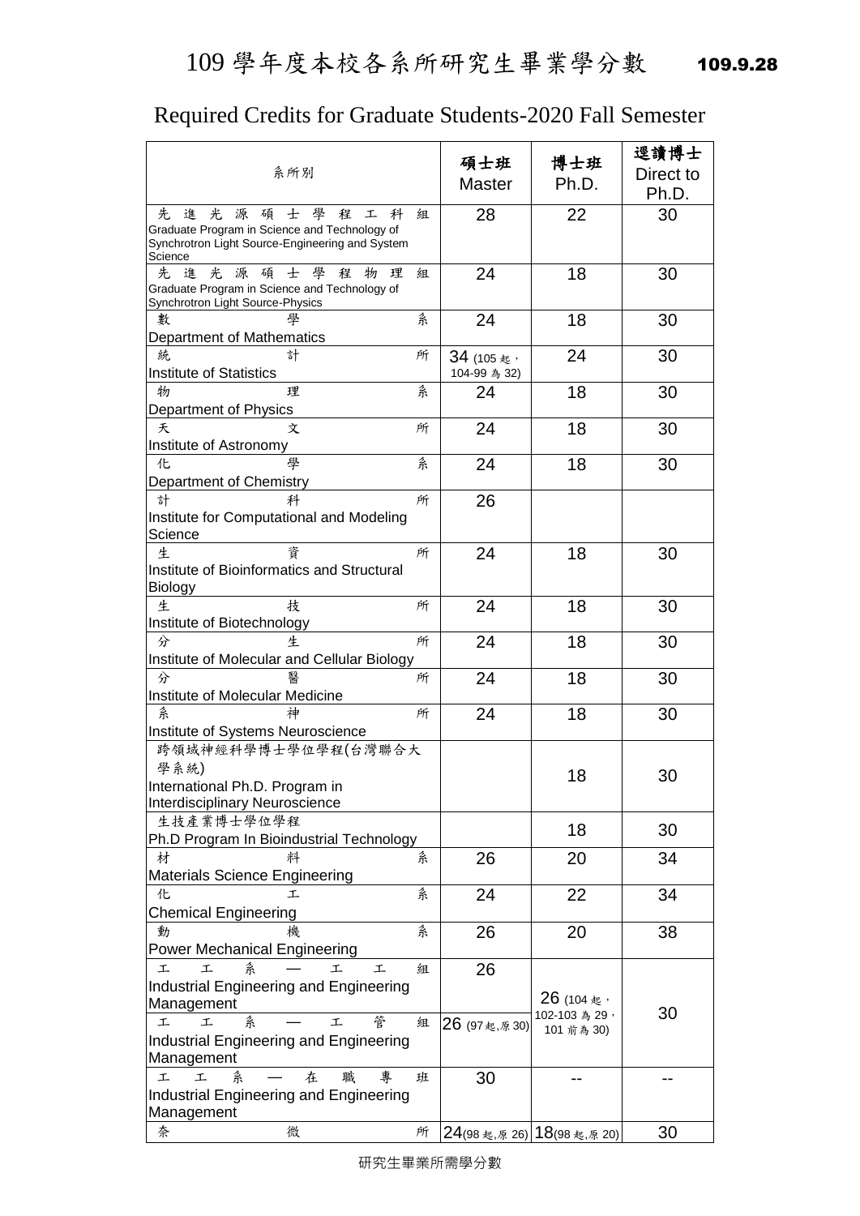# 109 學年度本校各系所研究生畢業學分數 109.9.28

## Required Credits for Graduate Students-2020 Fall Semester

| 系所別 | 碩士班 Master | 博士班 Ph.D. | 逕讀博士 Direct to Ph.D. |
|---|---|---|---|
| 先進光源碩士學程工科組 Graduate Program in Science and Technology of Synchrotron Light Source-Engineering and System Science | 28 | 22 | 30 |
| 先進光源碩士學程物理組 Graduate Program in Science and Technology of Synchrotron Light Source-Physics | 24 | 18 | 30 |
| 數學系 Department of Mathematics | 24 | 18 | 30 |
| 統計所 Institute of Statistics | 34 (105 起，104-99 為 32) | 24 | 30 |
| 物理系 Department of Physics | 24 | 18 | 30 |
| 天文所 Institute of Astronomy | 24 | 18 | 30 |
| 化學系 Department of Chemistry | 24 | 18 | 30 |
| 計科所 Institute for Computational and Modeling Science | 26 | | |
| 生資所 Institute of Bioinformatics and Structural Biology | 24 | 18 | 30 |
| 生技所 Institute of Biotechnology | 24 | 18 | 30 |
| 分生所 Institute of Molecular and Cellular Biology | 24 | 18 | 30 |
| 分醫所 Institute of Molecular Medicine | 24 | 18 | 30 |
| 系神所 Institute of Systems Neuroscience | 24 | 18 | 30 |
| 跨領域神經科學博士學位學程(台灣聯合大學系統) International Ph.D. Program in Interdisciplinary Neuroscience | | 18 | 30 |
| 生技產業博士學位學程 Ph.D Program In Bioindustrial Technology | | 18 | 30 |
| 材料系 Materials Science Engineering | 26 | 20 | 34 |
| 化工系 Chemical Engineering | 24 | 22 | 34 |
| 動機系 Power Mechanical Engineering | 26 | 20 | 38 |
| 工工系—工工組 Industrial Engineering and Engineering Management | 26 | 26 (104 起，102-103 為 29，101 前為 30) | 30 |
| 工工系—工管組 Industrial Engineering and Engineering Management | 26 (97 起,原 30) | | |
| 工工系—在職專班 Industrial Engineering and Engineering Management | 30 | -- | -- |
| 奈微所 | 24(98 起,原 26) | 18(98 起,原 20) | 30 |

研究生畢業所需學分數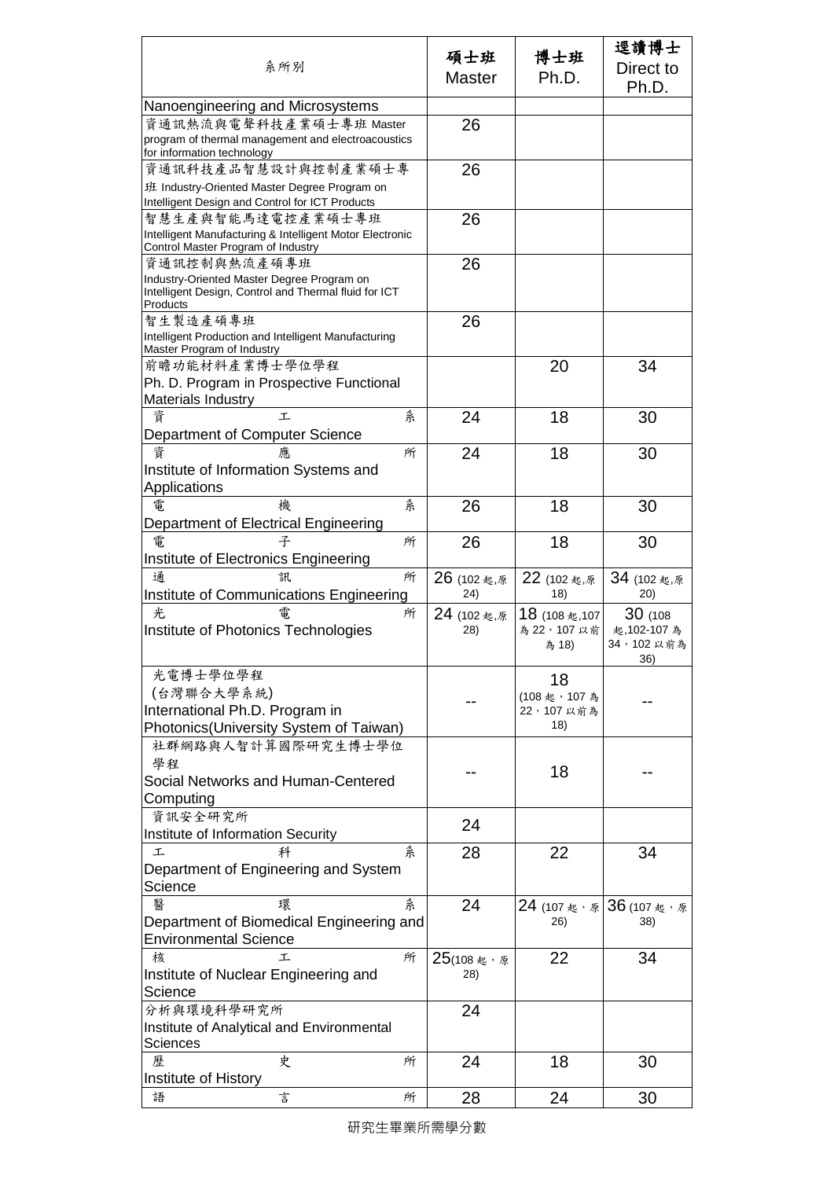| 系所別 | 碩士班 Master | 博士班 Ph.D. | 逕讀博士 Direct to Ph.D. |
|---|---|---|---|
| Nanoengineering and Microsystems | | | |
| 資通訊熱流與電聲科技產業碩士專班 Master program of thermal management and electroacoustics for information technology | 26 | | |
| 資通訊科技產品智慧設計與控制產業碩士專班 Industry-Oriented Master Degree Program on Intelligent Design and Control for ICT Products | 26 | | |
| 智慧生產與智能馬達電控產業碩士專班 Intelligent Manufacturing & Intelligent Motor Electronic Control Master Program of Industry | 26 | | |
| 資通訊控制與熱流產碩專班 Industry-Oriented Master Degree Program on Intelligent Design, Control and Thermal fluid for ICT Products | 26 | | |
| 智生製造產碩專班 Intelligent Production and Intelligent Manufacturing Master Program of Industry | 26 | | |
| 前瞻功能材料產業博士學位學程 Ph. D. Program in Prospective Functional Materials Industry | | 20 | 34 |
| 資工系 Department of Computer Science | 24 | 18 | 30 |
| 資應所 Institute of Information Systems and Applications | 24 | 18 | 30 |
| 電機系 Department of Electrical Engineering | 26 | 18 | 30 |
| 電子所 Institute of Electronics Engineering | 26 | 18 | 30 |
| 通訊所 Institute of Communications Engineering | 26 (102起,原24) | 22 (102起,原18) | 34 (102起,原20) |
| 光電所 Institute of Photonics Technologies | 24 (102起,原28) | 18 (108起,107為22，107以前為18) | 30 (108起,102-107為34，102以前為36) |
| 光電博士學位學程(台灣聯合大學系統) International Ph.D. Program in Photonics(University System of Taiwan) | -- | 18 (108起，107為22，107以前為18) | -- |
| 社群網路與人智計算國際研究生博士學位學程 Social Networks and Human-Centered Computing | -- | 18 | -- |
| 資訊安全研究所 Institute of Information Security | 24 | | |
| 工科系 Department of Engineering and System Science | 28 | 22 | 34 |
| 醫環系 Department of Biomedical Engineering and Environmental Science | 24 | 24 (107起，原26) | 36 (107起，原38) |
| 核工所 Institute of Nuclear Engineering and Science | 25(108起，原28) | 22 | 34 |
| 分析與環境科學研究所 Institute of Analytical and Environmental Sciences | 24 | | |
| 歷史所 Institute of History | 24 | 18 | 30 |
| 語言所 | 28 | 24 | 30 |

研究生畢業所需學分數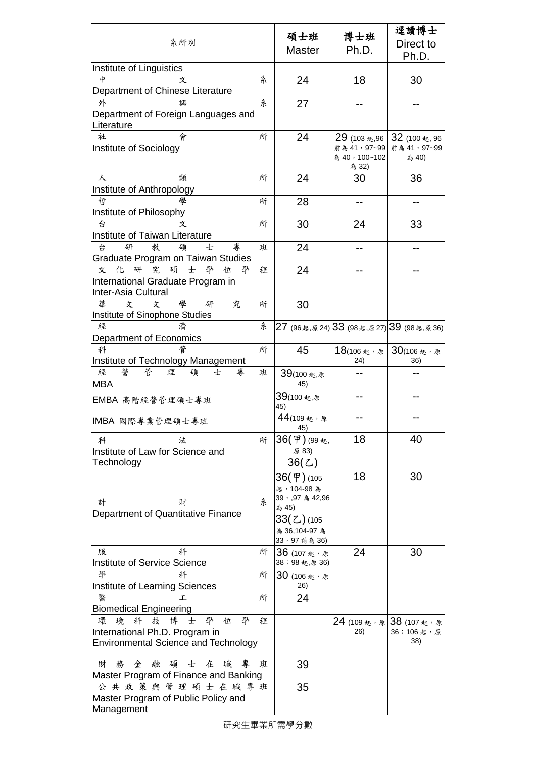| 系所別 | 碩士班 Master | 博士班 Ph.D. | 逕讀博士 Direct to Ph.D. |
|---|---|---|---|
| Institute of Linguistics | | | |
| 中文系 Department of Chinese Literature | 24 | 18 | 30 |
| 外語系 Department of Foreign Languages and Literature | 27 | -- | -- |
| 社會所 Institute of Sociology | 24 | 29 (103 起,96 前為 41，97~99 為 40，100~102 為 32) | 32 (100 起, 96 前為 41，97~99 為 40) |
| 人類所 Institute of Anthropology | 24 | 30 | 36 |
| 哲學所 Institute of Philosophy | 28 | -- | -- |
| 台文所 Institute of Taiwan Literature | 30 | 24 | 33 |
| 台研教碩士專班 Graduate Program on Taiwan Studies | 24 | -- | -- |
| 文化研究碩士學位學程 International Graduate Program in Inter-Asia Cultural | 24 | -- | -- |
| 華文文學研究所 Institute of Sinophone Studies | 30 | | |
| 經濟系 Department of Economics | 27 (96起,原 24) | 33 (98起,原 27) | 39 (98起,原 36) |
| 科管所 Institute of Technology Management | 45 | 18(106 起，原 24) | 30(106 起，原 36) |
| 經營管理碩士專班 MBA | 39(100 起,原 45) | -- | -- |
| EMBA 高階經營管理碩士專班 | 39(100 起,原 45) | -- | -- |
| IMBA 國際專業管理碩士專班 | 44(109 起，原 45) | -- | -- |
| 科法所 Institute of Law for Science and Technology | 36(甲) (99 起, 原 83) 36(乙) | 18 | 40 |
| 計財系 Department of Quantitative Finance | 36(甲) (105 起，104-98 為 39，,97 為 42,96 為 45) 33(乙) (105 為 36,104-97 為 33，97 前為 36) | 18 | 30 |
| 服科所 Institute of Service Science | 36 (107 起，原 38；98 起,原 36) | 24 | 30 |
| 學科所 Institute of Learning Sciences | 30 (106 起，原 26) | | |
| 醫工所 Biomedical Engineering | 24 | | |
| 環境科技博士學位學程 International Ph.D. Program in Environmental Science and Technology | | 24 (109 起，原 26) | 38 (107 起，原 36；106 起，原 38) |
| 財務金融碩士在職專班 Master Program of Finance and Banking | 39 | | |
| 公共政策與管理碩士在職專班 Master Program of Public Policy and Management | 35 | | |

研究生畢業所需學分數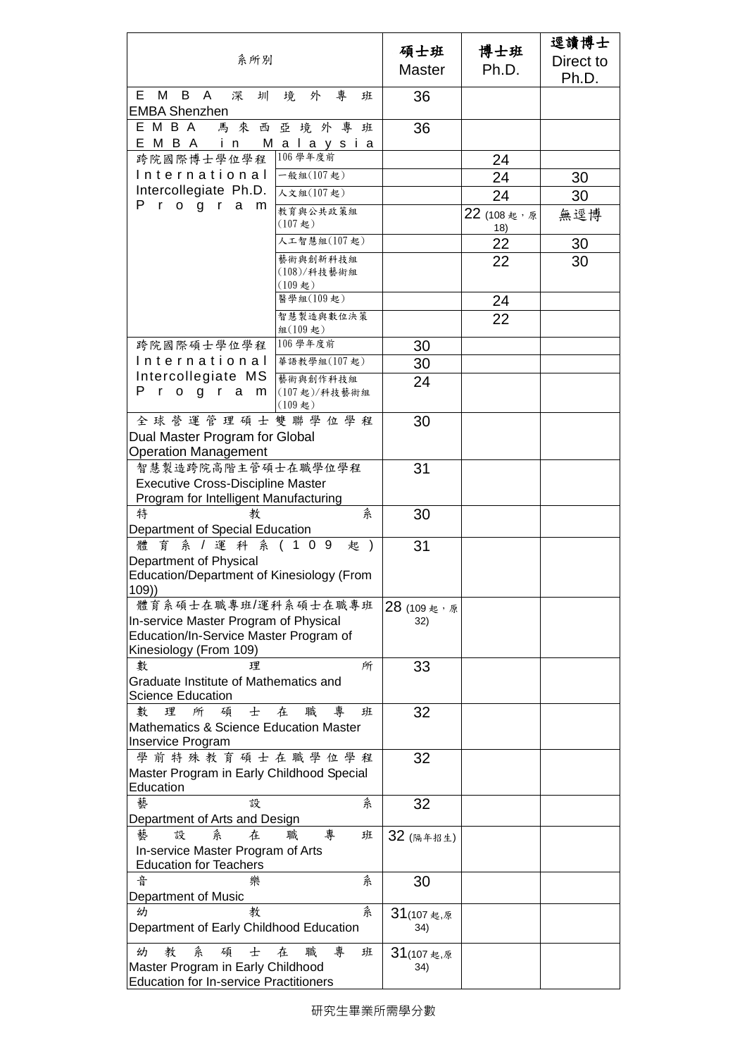| 系所別 | | 碩士班 Master | 博士班 Ph.D. | 逕讀博士 Direct to Ph.D. |
|---|---|---|---|---|
| EMBA深圳境外專班 EMBA Shenzhen | | 36 | | |
| EMBA馬來西亞境外專班 EMBA in Malaysia | | 36 | | |
| 跨院國際博士學位學程 International Intercollegiate Ph.D. Program | 106學年度前 | | 24 | |
| | 一般組(107起) | | 24 | 30 |
| | 人文組(107起) | | 24 | 30 |
| | 教育與公共政策組(107起) | | 22 (108起，原18) | 無逕博 |
| | 人工智慧組(107起) | | 22 | 30 |
| | 藝術與創新科技組(108)/科技藝術組(109起) | | 22 | 30 |
| | 醫學組(109起) | | 24 | |
| | 智慧製造與數位決策組(109起) | | 22 | |
| 跨院國際碩士學位學程 International Intercollegiate MS Program | 106學年度前 | 30 | | |
| | 華語教學組(107起) | 30 | | |
| | 藝術與創作科技組(107起)/科技藝術組(109起) | 24 | | |
| 全球營運管理碩士雙聯學位學程 Dual Master Program for Global Operation Management | | 30 | | |
| 智慧製造跨院高階主管碩士在職學位學程 Executive Cross-Discipline Master Program for Intelligent Manufacturing | | 31 | | |
| 特教系 Department of Special Education | | 30 | | |
| 體育系/運科系(109起) Department of Physical Education/Department of Kinesiology (From 109)) | | 31 | | |
| 體育系碩士在職專班/運科系碩士在職專班 In-service Master Program of Physical Education/In-Service Master Program of Kinesiology (From 109) | | 28 (109起，原32) | | |
| 數理所 Graduate Institute of Mathematics and Science Education | | 33 | | |
| 數理所碩士在職專班 Mathematics & Science Education Master Inservice Program | | 32 | | |
| 學前特殊教育碩士在職學位學程 Master Program in Early Childhood Special Education | | 32 | | |
| 藝設系 Department of Arts and Design | | 32 | | |
| 藝設系在職專班 In-service Master Program of Arts Education for Teachers | | 32 (隔年招生) | | |
| 音樂系 Department of Music | | 30 | | |
| 幼教系 Department of Early Childhood Education | | 31(107起,原34) | | |
| 幼教系碩士在職專班 Master Program in Early Childhood Education for In-service Practitioners | | 31(107起,原34) | | |

研究生畢業所需學分數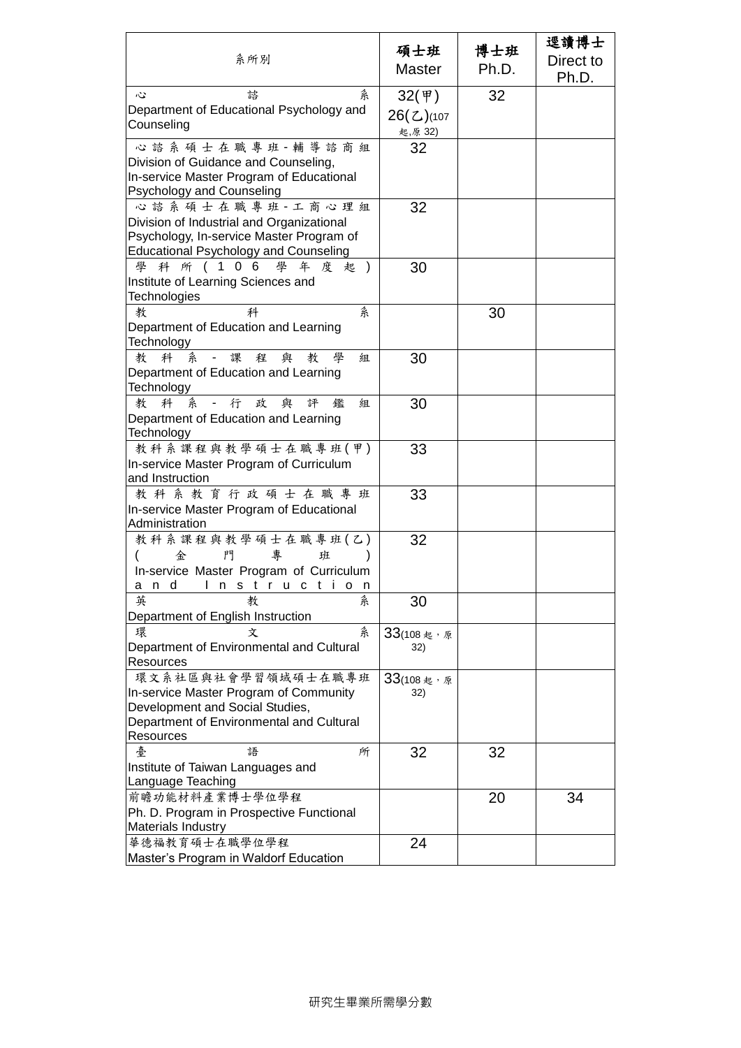| 系所別 | 碩士班 Master | 博士班 Ph.D. | 逕讀博士 Direct to Ph.D. |
|---|---|---|---|
| 心諮系 Department of Educational Psychology and Counseling | 32(甲) 26(乙)(107起,原32) | 32 | |
| 心諮系碩士在職專班-輔導諮商組 Division of Guidance and Counseling, In-service Master Program of Educational Psychology and Counseling | 32 | | |
| 心諮系碩士在職專班-工商心理組 Division of Industrial and Organizational Psychology, In-service Master Program of Educational Psychology and Counseling | 32 | | |
| 學科所(106學年度起) Institute of Learning Sciences and Technologies | 30 | | |
| 教科系 Department of Education and Learning Technology | | 30 | |
| 教科系-課程與教學組 Department of Education and Learning Technology | 30 | | |
| 教科系-行政與評鑑組 Department of Education and Learning Technology | 30 | | |
| 教科系課程與教學碩士在職專班(甲) In-service Master Program of Curriculum and Instruction | 33 | | |
| 教科系教育行政碩士在職專班 In-service Master Program of Educational Administration | 33 | | |
| 教科系課程與教學碩士在職專班(乙)(金門專班) In-service Master Program of Curriculum and Instruction | 32 | | |
| 英教系 Department of English Instruction | 30 | | |
| 環文系 Department of Environmental and Cultural Resources | 33(108起，原32) | | |
| 環文系社區與社會學習領域碩士在職專班 In-service Master Program of Community Development and Social Studies, Department of Environmental and Cultural Resources | 33(108起，原32) | | |
| 臺語所 Institute of Taiwan Languages and Language Teaching | 32 | 32 | |
| 前瞻功能材料產業博士學位學程 Ph. D. Program in Prospective Functional Materials Industry | | 20 | 34 |
| 華德福教育碩士在職學位學程 Master's Program in Waldorf Education | 24 | | |

研究生畢業所需學分數